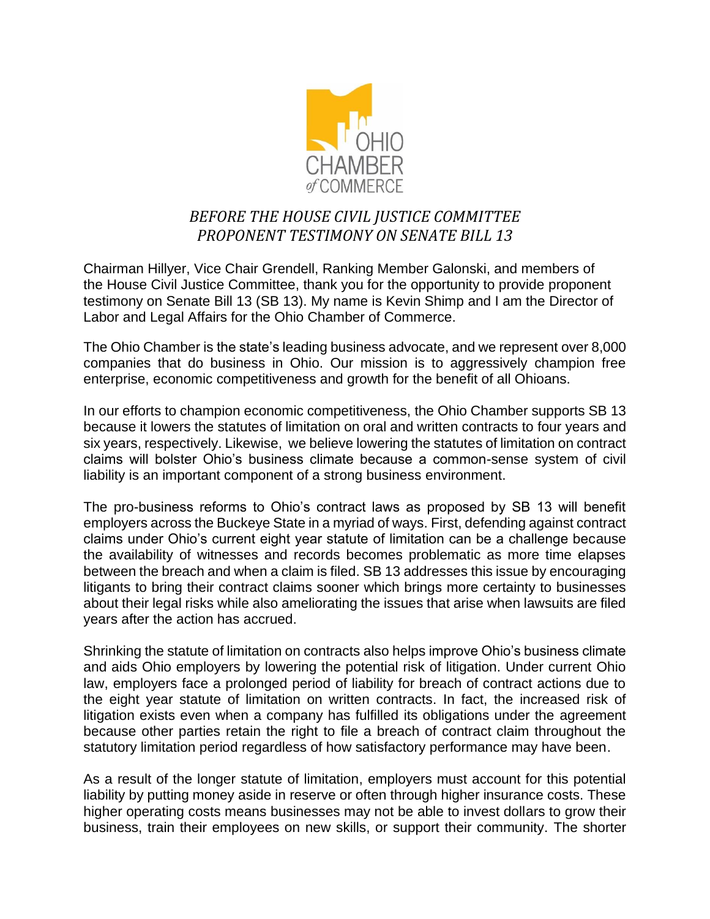OHIO CHAMBER of COMMERCE

*BEFORE THE HOUSE CIVIL JUSTICE COMMITTEE*
*PROPONENT TESTIMONY ON SENATE BILL 13*

Chairman Hillyer, Vice Chair Grendell, Ranking Member Galonski, and members of the House Civil Justice Committee, thank you for the opportunity to provide proponent testimony on Senate Bill 13 (SB 13). My name is Kevin Shimp and I am the Director of Labor and Legal Affairs for the Ohio Chamber of Commerce.

The Ohio Chamber is the state's leading business advocate, and we represent over 8,000 companies that do business in Ohio. Our mission is to aggressively champion free enterprise, economic competitiveness and growth for the benefit of all Ohioans.

In our efforts to champion economic competitiveness, the Ohio Chamber supports SB 13 because it lowers the statutes of limitation on oral and written contracts to four years and six years, respectively. Likewise, we believe lowering the statutes of limitation on contract claims will bolster Ohio's business climate because a common-sense system of civil liability is an important component of a strong business environment.

The pro-business reforms to Ohio's contract laws as proposed by SB 13 will benefit employers across the Buckeye State in a myriad of ways. First, defending against contract claims under Ohio's current eight year statute of limitation can be a challenge because the availability of witnesses and records becomes problematic as more time elapses between the breach and when a claim is filed. SB 13 addresses this issue by encouraging litigants to bring their contract claims sooner which brings more certainty to businesses about their legal risks while also ameliorating the issues that arise when lawsuits are filed years after the action has accrued.

Shrinking the statute of limitation on contracts also helps improve Ohio's business climate and aids Ohio employers by lowering the potential risk of litigation. Under current Ohio law, employers face a prolonged period of liability for breach of contract actions due to the eight year statute of limitation on written contracts. In fact, the increased risk of litigation exists even when a company has fulfilled its obligations under the agreement because other parties retain the right to file a breach of contract claim throughout the statutory limitation period regardless of how satisfactory performance may have been.

As a result of the longer statute of limitation, employers must account for this potential liability by putting money aside in reserve or often through higher insurance costs. These higher operating costs means businesses may not be able to invest dollars to grow their business, train their employees on new skills, or support their community. The shorter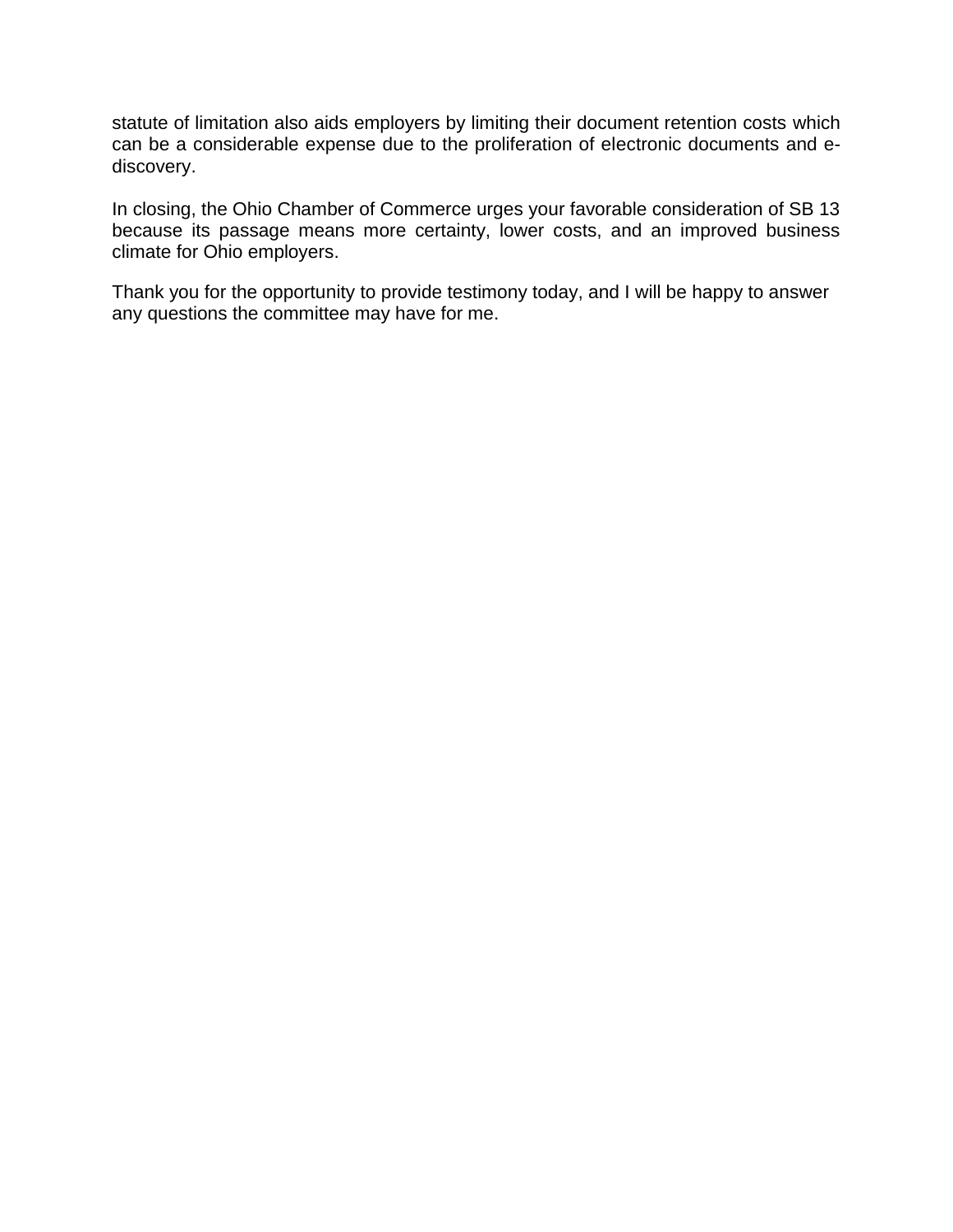statute of limitation also aids employers by limiting their document retention costs which can be a considerable expense due to the proliferation of electronic documents and e-discovery.

In closing, the Ohio Chamber of Commerce urges your favorable consideration of SB 13 because its passage means more certainty, lower costs, and an improved business climate for Ohio employers.

Thank you for the opportunity to provide testimony today, and I will be happy to answer any questions the committee may have for me.